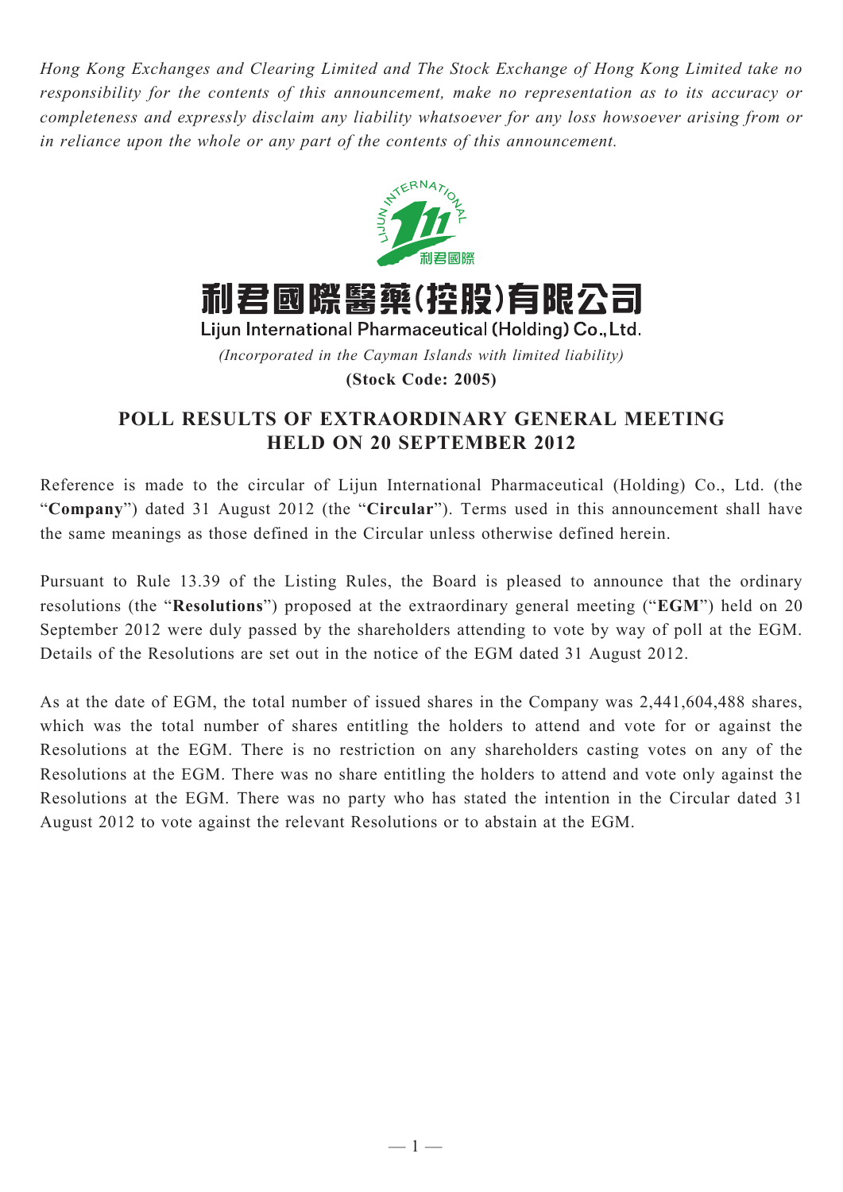*Hong Kong Exchanges and Clearing Limited and The Stock Exchange of Hong Kong Limited take no responsibility for the contents of this announcement, make no representation as to its accuracy or completeness and expressly disclaim any liability whatsoever for any loss howsoever arising from or in reliance upon the whole or any part of the contents of this announcement.*

# 利君國際醫藥(控股)有限公司

**Lijun International Pharmaceutical (Holding) Co., Ltd.**

*(Incorporated in the Cayman Islands with limited liability)*

**(Stock Code: 2005)**

## POLL RESULTS OF EXTRAORDINARY GENERAL MEETING HELD ON 20 SEPTEMBER 2012

Reference is made to the circular of Lijun International Pharmaceutical (Holding) Co., Ltd. (the "**Company**") dated 31 August 2012 (the "**Circular**"). Terms used in this announcement shall have the same meanings as those defined in the Circular unless otherwise defined herein.

Pursuant to Rule 13.39 of the Listing Rules, the Board is pleased to announce that the ordinary resolutions (the "**Resolutions**") proposed at the extraordinary general meeting ("**EGM**") held on 20 September 2012 were duly passed by the shareholders attending to vote by way of poll at the EGM. Details of the Resolutions are set out in the notice of the EGM dated 31 August 2012.

As at the date of EGM, the total number of issued shares in the Company was 2,441,604,488 shares, which was the total number of shares entitling the holders to attend and vote for or against the Resolutions at the EGM. There is no restriction on any shareholders casting votes on any of the Resolutions at the EGM. There was no share entitling the holders to attend and vote only against the Resolutions at the EGM. There was no party who has stated the intention in the Circular dated 31 August 2012 to vote against the relevant Resolutions or to abstain at the EGM.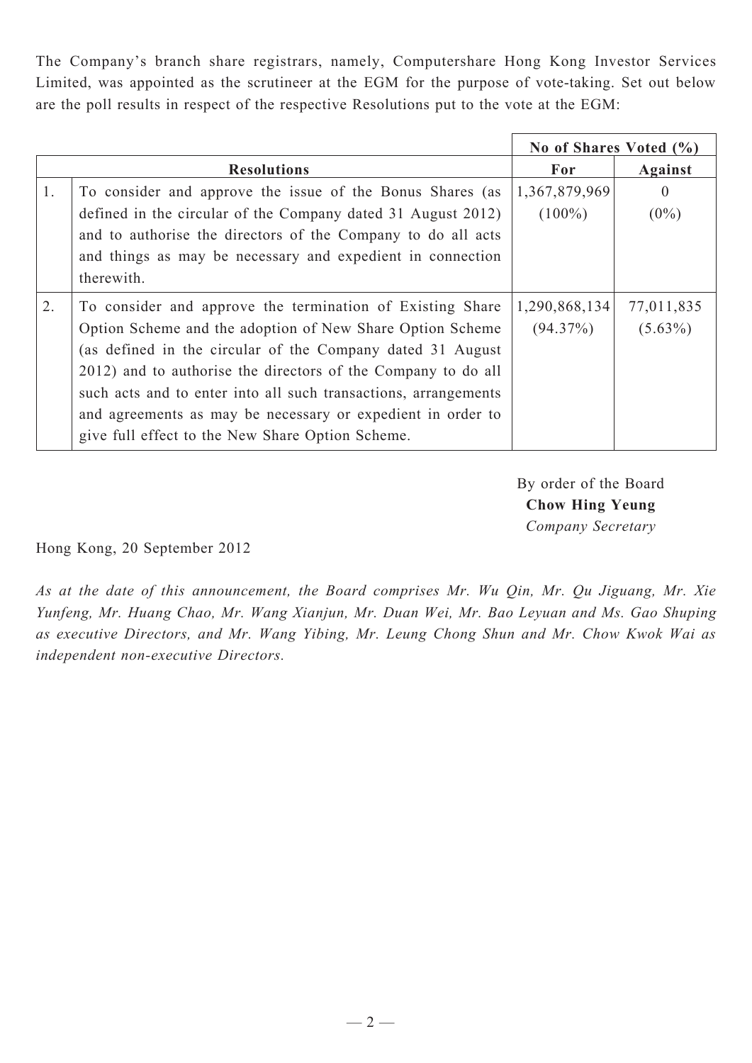The Company's branch share registrars, namely, Computershare Hong Kong Investor Services Limited, was appointed as the scrutineer at the EGM for the purpose of vote-taking. Set out below are the poll results in respect of the respective Resolutions put to the vote at the EGM:

| | | No of Shares Voted (%) | |
|---|---|---|---|
| | **Resolutions** | **For** | **Against** |
| 1. | To consider and approve the issue of the Bonus Shares (as defined in the circular of the Company dated 31 August 2012) and to authorise the directors of the Company to do all acts and things as may be necessary and expedient in connection therewith. | 1,367,879,969 (100%) | 0 (0%) |
| 2. | To consider and approve the termination of Existing Share Option Scheme and the adoption of New Share Option Scheme (as defined in the circular of the Company dated 31 August 2012) and to authorise the directors of the Company to do all such acts and to enter into all such transactions, arrangements and agreements as may be necessary or expedient in order to give full effect to the New Share Option Scheme. | 1,290,868,134 (94.37%) | 77,011,835 (5.63%) |

By order of the Board
**Chow Hing Yeung**
*Company Secretary*

Hong Kong, 20 September 2012

*As at the date of this announcement, the Board comprises Mr. Wu Qin, Mr. Qu Jiguang, Mr. Xie Yunfeng, Mr. Huang Chao, Mr. Wang Xianjun, Mr. Duan Wei, Mr. Bao Leyuan and Ms. Gao Shuping as executive Directors, and Mr. Wang Yibing, Mr. Leung Chong Shun and Mr. Chow Kwok Wai as independent non-executive Directors.*